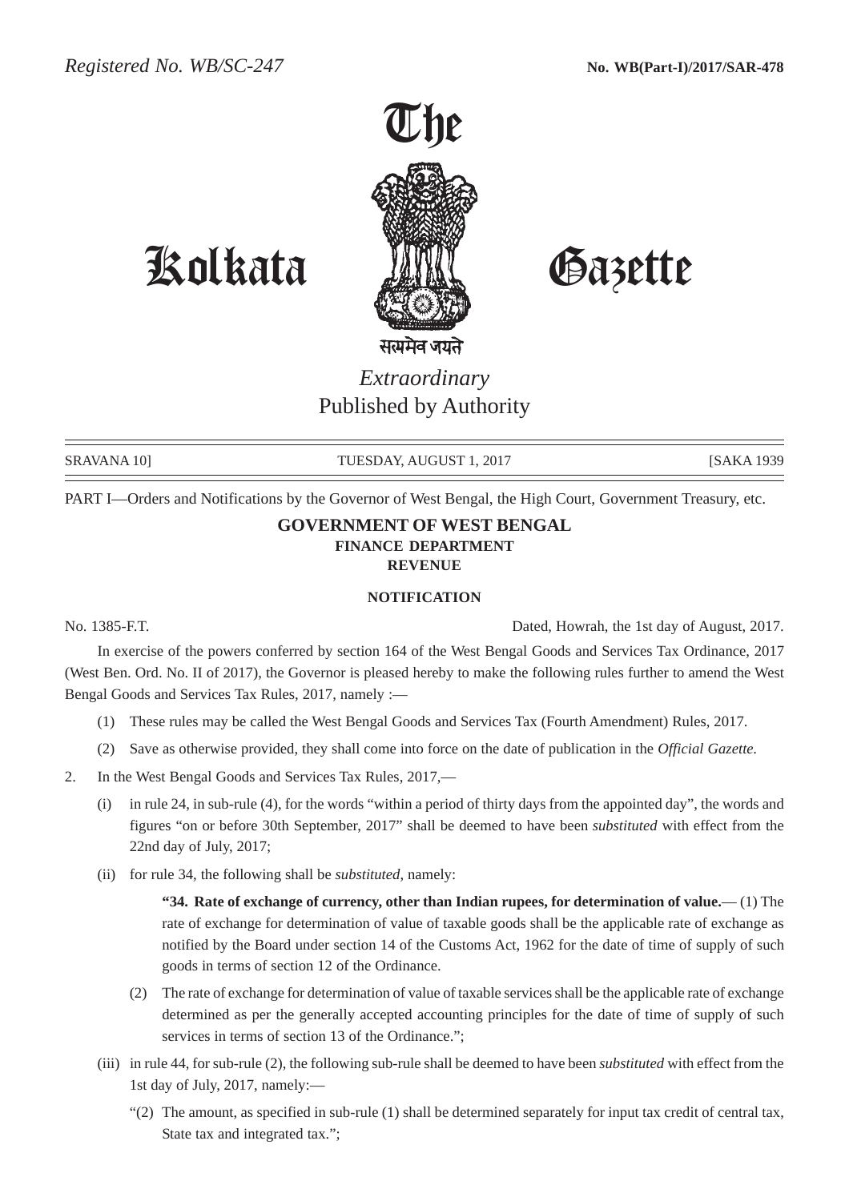Registered No. WB/SC-247

No. WB(Part-I)/2017/SAR-478

# The Kolkata Gazette

सत्यमेव जयते

*Extraordinary*

Published by Authority

SRAVANA 10] TUESDAY, AUGUST 1, 2017 [SAKA 1939

PART I—Orders and Notifications by the Governor of West Bengal, the High Court, Government Treasury, etc.

## GOVERNMENT OF WEST BENGAL
### FINANCE DEPARTMENT
### REVENUE

#### NOTIFICATION

No. 1385-F.T. Dated, Howrah, the 1st day of August, 2017.

In exercise of the powers conferred by section 164 of the West Bengal Goods and Services Tax Ordinance, 2017 (West Ben. Ord. No. II of 2017), the Governor is pleased hereby to make the following rules further to amend the West Bengal Goods and Services Tax Rules, 2017, namely :—

(1) These rules may be called the West Bengal Goods and Services Tax (Fourth Amendment) Rules, 2017.

(2) Save as otherwise provided, they shall come into force on the date of publication in the *Official Gazette.*

2. In the West Bengal Goods and Services Tax Rules, 2017,—

(i) in rule 24, in sub-rule (4), for the words "within a period of thirty days from the appointed day", the words and figures "on or before 30th September, 2017" shall be deemed to have been *substituted* with effect from the 22nd day of July, 2017;

(ii) for rule 34, the following shall be *substituted,* namely:

**"34. Rate of exchange of currency, other than Indian rupees, for determination of value.**— (1) The rate of exchange for determination of value of taxable goods shall be the applicable rate of exchange as notified by the Board under section 14 of the Customs Act, 1962 for the date of time of supply of such goods in terms of section 12 of the Ordinance.

(2) The rate of exchange for determination of value of taxable services shall be the applicable rate of exchange determined as per the generally accepted accounting principles for the date of time of supply of such services in terms of section 13 of the Ordinance.";

(iii) in rule 44, for sub-rule (2), the following sub-rule shall be deemed to have been *substituted* with effect from the 1st day of July, 2017, namely:—

"(2) The amount, as specified in sub-rule (1) shall be determined separately for input tax credit of central tax, State tax and integrated tax.";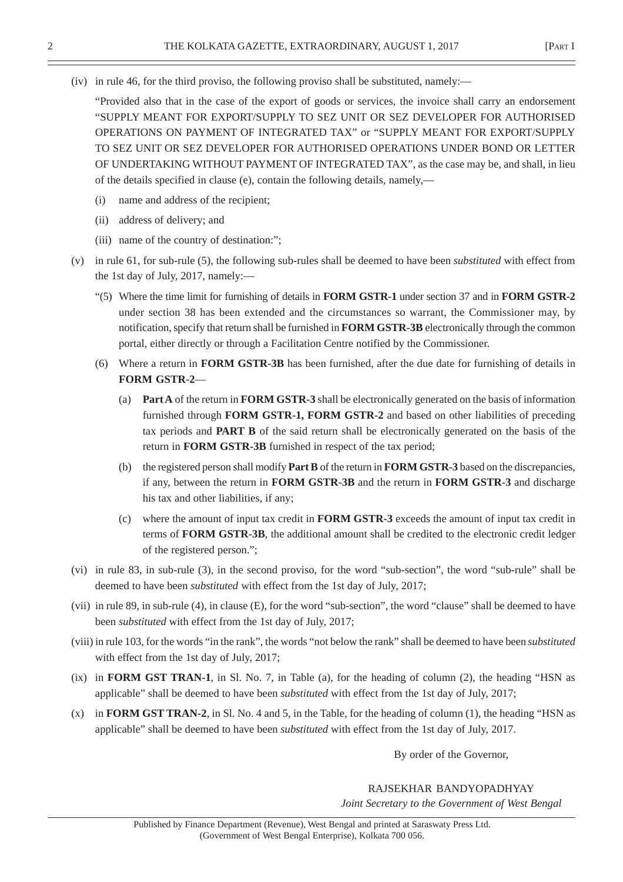(iv) in rule 46, for the third proviso, the following proviso shall be substituted, namely:—

"Provided also that in the case of the export of goods or services, the invoice shall carry an endorsement "SUPPLY MEANT FOR EXPORT/SUPPLY TO SEZ UNIT OR SEZ DEVELOPER FOR AUTHORISED OPERATIONS ON PAYMENT OF INTEGRATED TAX" or "SUPPLY MEANT FOR EXPORT/SUPPLY TO SEZ UNIT OR SEZ DEVELOPER FOR AUTHORISED OPERATIONS UNDER BOND OR LETTER OF UNDERTAKING WITHOUT PAYMENT OF INTEGRATED TAX", as the case may be, and shall, in lieu of the details specified in clause (e), contain the following details, namely,—

(i) name and address of the recipient;

(ii) address of delivery; and

(iii) name of the country of destination:";

(v) in rule 61, for sub-rule (5), the following sub-rules shall be deemed to have been *substituted* with effect from the 1st day of July, 2017, namely:—

"(5) Where the time limit for furnishing of details in **FORM GSTR-1** under section 37 and in **FORM GSTR-2** under section 38 has been extended and the circumstances so warrant, the Commissioner may, by notification, specify that return shall be furnished in **FORM GSTR-3B** electronically through the common portal, either directly or through a Facilitation Centre notified by the Commissioner.

(6) Where a return in **FORM GSTR-3B** has been furnished, after the due date for furnishing of details in **FORM GSTR-2**—

(a) **Part A** of the return in **FORM GSTR-3** shall be electronically generated on the basis of information furnished through **FORM GSTR-1, FORM GSTR-2** and based on other liabilities of preceding tax periods and **PART B** of the said return shall be electronically generated on the basis of the return in **FORM GSTR-3B** furnished in respect of the tax period;

(b) the registered person shall modify **Part B** of the return in **FORM GSTR-3** based on the discrepancies, if any, between the return in **FORM GSTR-3B** and the return in **FORM GSTR-3** and discharge his tax and other liabilities, if any;

(c) where the amount of input tax credit in **FORM GSTR-3** exceeds the amount of input tax credit in terms of **FORM GSTR-3B**, the additional amount shall be credited to the electronic credit ledger of the registered person.";

(vi) in rule 83, in sub-rule (3), in the second proviso, for the word "sub-section", the word "sub-rule" shall be deemed to have been *substituted* with effect from the 1st day of July, 2017;

(vii) in rule 89, in sub-rule (4), in clause (E), for the word "sub-section", the word "clause" shall be deemed to have been *substituted* with effect from the 1st day of July, 2017;

(viii) in rule 103, for the words "in the rank", the words "not below the rank" shall be deemed to have been *substituted* with effect from the 1st day of July, 2017;

(ix) in **FORM GST TRAN-1**, in Sl. No. 7, in Table (a), for the heading of column (2), the heading "HSN as applicable" shall be deemed to have been *substituted* with effect from the 1st day of July, 2017;

(x) in **FORM GST TRAN-2**, in Sl. No. 4 and 5, in the Table, for the heading of column (1), the heading "HSN as applicable" shall be deemed to have been *substituted* with effect from the 1st day of July, 2017.

By order of the Governor,

RAJSEKHAR BANDYOPADHYAY
*Joint Secretary to the Government of West Bengal*

Published by Finance Department (Revenue), West Bengal and printed at Saraswaty Press Ltd.
(Government of West Bengal Enterprise), Kolkata 700 056.